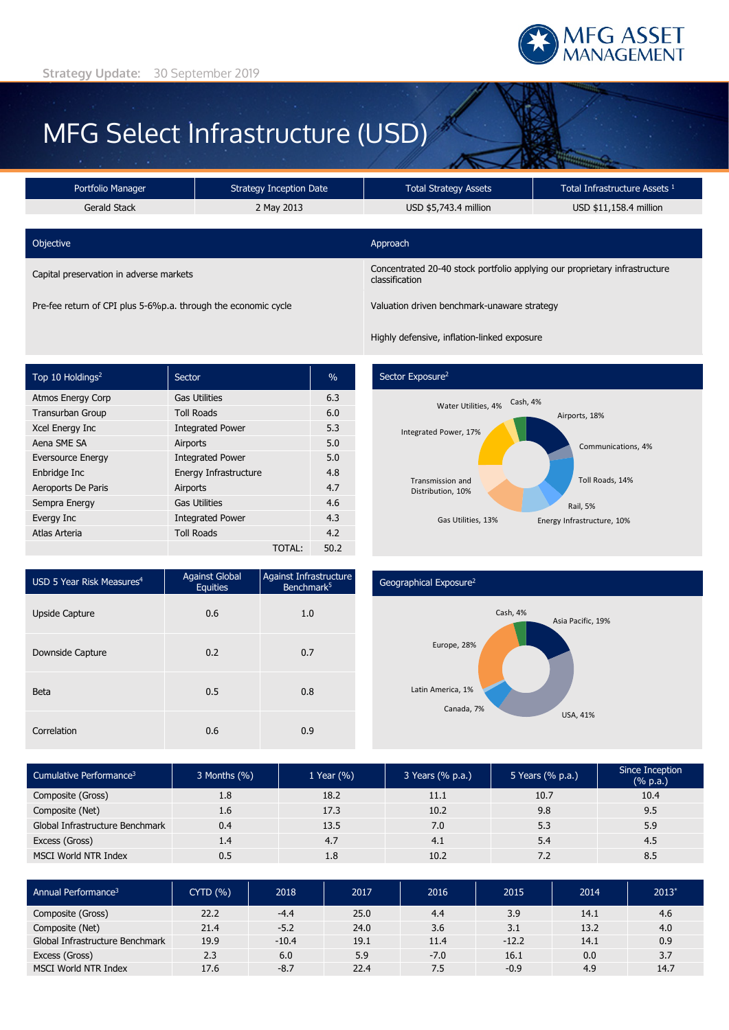Strategy Update: 30 September 2019

# MFG Select Infrastructure (USD)

| Portfolio Manager | Strategy Inception Date | Total Strategy Assets | Total Infrastructure Assets [1] |
|---|---|---|---|
| Gerald Stack | 2 May 2013 | USD $5,743.4 million | USD $11,158.4 million |

| Objective | Approach |
|---|---|
| Capital preservation in adverse markets | Concentrated 20-40 stock portfolio applying our proprietary infrastructure classification |
| Pre-fee return of CPI plus 5-6%p.a. through the economic cycle | Valuation driven benchmark-unaware strategy |
| | Highly defensive, inflation-linked exposure |

| Top 10 Holdings[2] | Sector | % |
|---|---|---|
| Atmos Energy Corp | Gas Utilities | 6.3 |
| Transurban Group | Toll Roads | 6.0 |
| Xcel Energy Inc | Integrated Power | 5.3 |
| Aena SME SA | Airports | 5.0 |
| Eversource Energy | Integrated Power | 5.0 |
| Enbridge Inc | Energy Infrastructure | 4.8 |
| Aeroports De Paris | Airports | 4.7 |
| Sempra Energy | Gas Utilities | 4.6 |
| Evergy Inc | Integrated Power | 4.3 |
| Atlas Arteria | Toll Roads | 4.2 |
| | TOTAL: | 50.2 |

**Sector Exposure[2]**

Airports, 18%; Communications, 4%; Toll Roads, 14%; Rail, 5%; Energy Infrastructure, 10%; Gas Utilities, 13%; Transmission and Distribution, 10%; Integrated Power, 17%; Water Utilities, 4%; Cash, 4%

| USD 5 Year Risk Measures[4] | Against Global Equities | Against Infrastructure Benchmark[5] |
|---|---|---|
| Upside Capture | 0.6 | 1.0 |
| Downside Capture | 0.2 | 0.7 |
| Beta | 0.5 | 0.8 |
| Correlation | 0.6 | 0.9 |

**Geographical Exposure[2]**

Asia Pacific, 19%; USA, 41%; Canada, 7%; Latin America, 1%; Europe, 28%; Cash, 4%

| Cumulative Performance[3] | 3 Months (%) | 1 Year (%) | 3 Years (% p.a.) | 5 Years (% p.a.) | Since Inception (% p.a.) |
|---|---|---|---|---|---|
| Composite (Gross) | 1.8 | 18.2 | 11.1 | 10.7 | 10.4 |
| Composite (Net) | 1.6 | 17.3 | 10.2 | 9.8 | 9.5 |
| Global Infrastructure Benchmark | 0.4 | 13.5 | 7.0 | 5.3 | 5.9 |
| Excess (Gross) | 1.4 | 4.7 | 4.1 | 5.4 | 4.5 |
| MSCI World NTR Index | 0.5 | 1.8 | 10.2 | 7.2 | 8.5 |

| Annual Performance[3] | CYTD (%) | 2018 | 2017 | 2016 | 2015 | 2014 | 2013* |
|---|---|---|---|---|---|---|---|
| Composite (Gross) | 22.2 | -4.4 | 25.0 | 4.4 | 3.9 | 14.1 | 4.6 |
| Composite (Net) | 21.4 | -5.2 | 24.0 | 3.6 | 3.1 | 13.2 | 4.0 |
| Global Infrastructure Benchmark | 19.9 | -10.4 | 19.1 | 11.4 | -12.2 | 14.1 | 0.9 |
| Excess (Gross) | 2.3 | 6.0 | 5.9 | -7.0 | 16.1 | 0.0 | 3.7 |
| MSCI World NTR Index | 17.6 | -8.7 | 22.4 | 7.5 | -0.9 | 4.9 | 14.7 |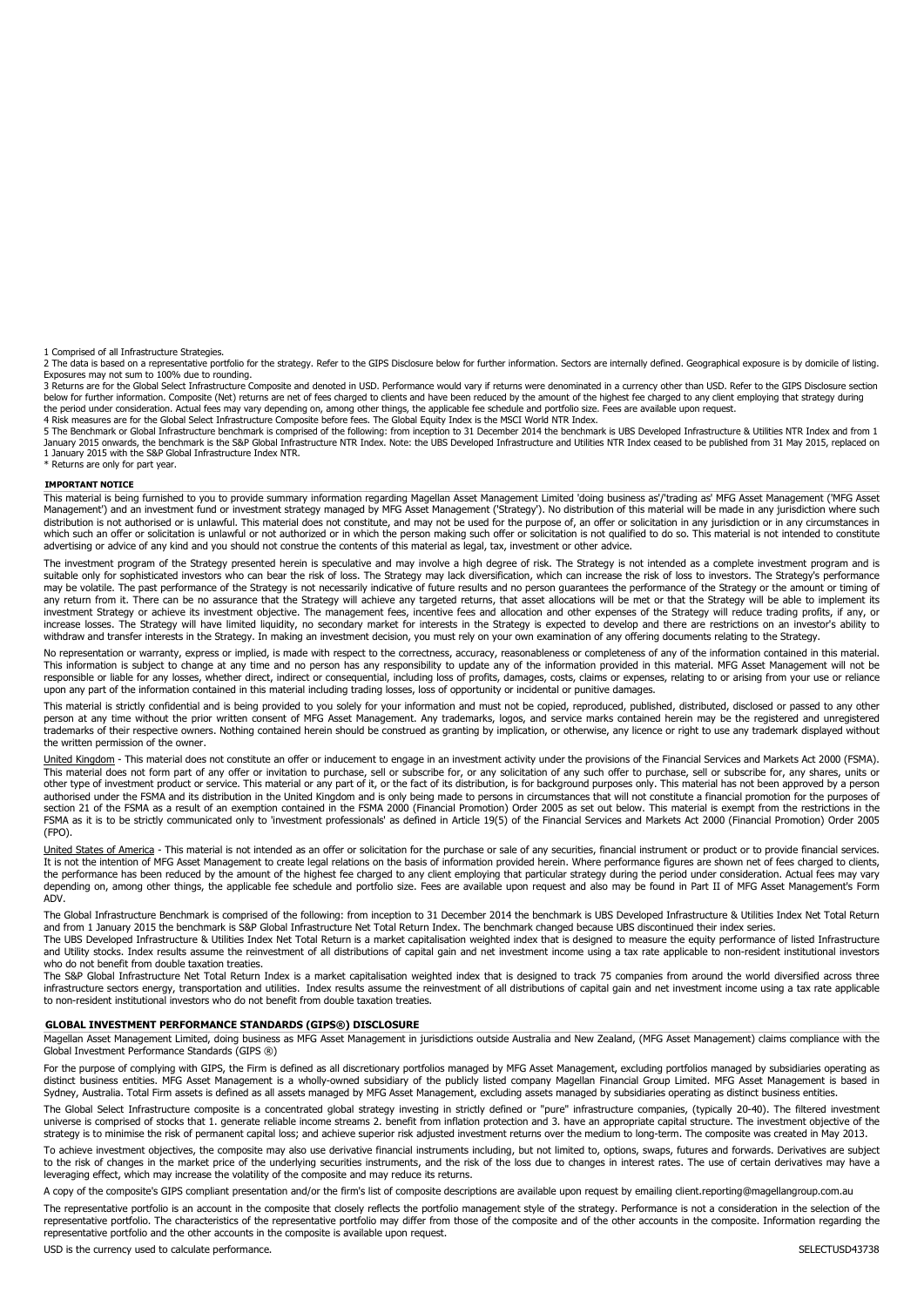1 Comprised of all Infrastructure Strategies.

2 The data is based on a representative portfolio for the strategy. Refer to the GIPS Disclosure below for further information. Sectors are internally defined. Geographical exposure is by domicile of listing. Exposures may not sum to 100% due to rounding.

3 Returns are for the Global Select Infrastructure Composite and denoted in USD. Performance would vary if returns were denominated in a currency other than USD. Refer to the GIPS Disclosure section below for further information. Composite (Net) returns are net of fees charged to clients and have been reduced by the amount of the highest fee charged to any client employing that strategy during the period under consideration. Actual fees may vary depending on, among other things, the applicable fee schedule and portfolio size. Fees are available upon request.

4 Risk measures are for the Global Select Infrastructure Composite before fees. The Global Equity Index is the MSCI World NTR Index.

5 The Benchmark or Global Infrastructure benchmark is comprised of the following: from inception to 31 December 2014 the benchmark is UBS Developed Infrastructure & Utilities NTR Index and from 1 January 2015 onwards, the benchmark is the S&P Global Infrastructure NTR Index. Note: the UBS Developed Infrastructure and Utilities NTR Index ceased to be published from 31 May 2015, replaced on 1 January 2015 with the S&P Global Infrastructure Index NTR.

* Returns are only for part year.

#### IMPORTANT NOTICE

This material is being furnished to you to provide summary information regarding Magellan Asset Management Limited 'doing business as'/'trading as' MFG Asset Management ('MFG Asset Management') and an investment fund or investment strategy managed by MFG Asset Management ('Strategy'). No distribution of this material will be made in any jurisdiction where such distribution is not authorised or is unlawful. This material does not constitute, and may not be used for the purpose of, an offer or solicitation in any jurisdiction or in any circumstances in which such an offer or solicitation is unlawful or not authorized or in which the person making such offer or solicitation is not qualified to do so. This material is not intended to constitute advertising or advice of any kind and you should not construe the contents of this material as legal, tax, investment or other advice.

The investment program of the Strategy presented herein is speculative and may involve a high degree of risk. The Strategy is not intended as a complete investment program and is suitable only for sophisticated investors who can bear the risk of loss. The Strategy may lack diversification, which can increase the risk of loss to investors. The Strategy's performance may be volatile. The past performance of the Strategy is not necessarily indicative of future results and no person guarantees the performance of the Strategy or the amount or timing of any return from it. There can be no assurance that the Strategy will achieve any targeted returns, that asset allocations will be met or that the Strategy will be able to implement its investment Strategy or achieve its investment objective. The management fees, incentive fees and allocation and other expenses of the Strategy will reduce trading profits, if any, or increase losses. The Strategy will have limited liquidity, no secondary market for interests in the Strategy is expected to develop and there are restrictions on an investor's ability to withdraw and transfer interests in the Strategy. In making an investment decision, you must rely on your own examination of any offering documents relating to the Strategy.

No representation or warranty, express or implied, is made with respect to the correctness, accuracy, reasonableness or completeness of any of the information contained in this material. This information is subject to change at any time and no person has any responsibility to update any of the information provided in this material. MFG Asset Management will not be responsible or liable for any losses, whether direct, indirect or consequential, including loss of profits, damages, costs, claims or expenses, relating to or arising from your use or reliance upon any part of the information contained in this material including trading losses, loss of opportunity or incidental or punitive damages.

This material is strictly confidential and is being provided to you solely for your information and must not be copied, reproduced, published, distributed, disclosed or passed to any other person at any time without the prior written consent of MFG Asset Management. Any trademarks, logos, and service marks contained herein may be the registered and unregistered trademarks of their respective owners. Nothing contained herein should be construed as granting by implication, or otherwise, any licence or right to use any trademark displayed without the written permission of the owner.

United Kingdom - This material does not constitute an offer or inducement to engage in an investment activity under the provisions of the Financial Services and Markets Act 2000 (FSMA). This material does not form part of any offer or invitation to purchase, sell or subscribe for, or any solicitation of any such offer to purchase, sell or subscribe for, any shares, units or other type of investment product or service. This material or any part of it, or the fact of its distribution, is for background purposes only. This material has not been approved by a person authorised under the FSMA and its distribution in the United Kingdom and is only being made to persons in circumstances that will not constitute a financial promotion for the purposes of section 21 of the FSMA as a result of an exemption contained in the FSMA 2000 (Financial Promotion) Order 2005 as set out below. This material is exempt from the restrictions in the FSMA as it is to be strictly communicated only to 'investment professionals' as defined in Article 19(5) of the Financial Services and Markets Act 2000 (Financial Promotion) Order 2005 (FPO).

United States of America - This material is not intended as an offer or solicitation for the purchase or sale of any securities, financial instrument or product or to provide financial services. It is not the intention of MFG Asset Management to create legal relations on the basis of information provided herein. Where performance figures are shown net of fees charged to clients, the performance has been reduced by the amount of the highest fee charged to any client employing that particular strategy during the period under consideration. Actual fees may vary depending on, among other things, the applicable fee schedule and portfolio size. Fees are available upon request and also may be found in Part II of MFG Asset Management's Form ADV.

The Global Infrastructure Benchmark is comprised of the following: from inception to 31 December 2014 the benchmark is UBS Developed Infrastructure & Utilities Index Net Total Return and from 1 January 2015 the benchmark is S&P Global Infrastructure Net Total Return Index. The benchmark changed because UBS discontinued their index series.

The UBS Developed Infrastructure & Utilities Index Net Total Return is a market capitalisation weighted index that is designed to measure the equity performance of listed Infrastructure and Utility stocks. Index results assume the reinvestment of all distributions of capital gain and net investment income using a tax rate applicable to non-resident institutional investors who do not benefit from double taxation treaties.

The S&P Global Infrastructure Net Total Return Index is a market capitalisation weighted index that is designed to track 75 companies from around the world diversified across three infrastructure sectors energy, transportation and utilities. Index results assume the reinvestment of all distributions of capital gain and net investment income using a tax rate applicable to non-resident institutional investors who do not benefit from double taxation treaties.

#### GLOBAL INVESTMENT PERFORMANCE STANDARDS (GIPS®) DISCLOSURE

Magellan Asset Management Limited, doing business as MFG Asset Management in jurisdictions outside Australia and New Zealand, (MFG Asset Management) claims compliance with the Global Investment Performance Standards (GIPS ®)

For the purpose of complying with GIPS, the Firm is defined as all discretionary portfolios managed by MFG Asset Management, excluding portfolios managed by subsidiaries operating as distinct business entities. MFG Asset Management is a wholly-owned subsidiary of the publicly listed company Magellan Financial Group Limited. MFG Asset Management is based in Sydney, Australia. Total Firm assets is defined as all assets managed by MFG Asset Management, excluding assets managed by subsidiaries operating as distinct business entities.

The Global Select Infrastructure composite is a concentrated global strategy investing in strictly defined or "pure" infrastructure companies, (typically 20-40). The filtered investment universe is comprised of stocks that 1. generate reliable income streams 2. benefit from inflation protection and 3. have an appropriate capital structure. The investment objective of the strategy is to minimise the risk of permanent capital loss; and achieve superior risk adjusted investment returns over the medium to long-term. The composite was created in May 2013.

To achieve investment objectives, the composite may also use derivative financial instruments including, but not limited to, options, swaps, futures and forwards. Derivatives are subject to the risk of changes in the market price of the underlying securities instruments, and the risk of the loss due to changes in interest rates. The use of certain derivatives may have a leveraging effect, which may increase the volatility of the composite and may reduce its returns.

A copy of the composite's GIPS compliant presentation and/or the firm's list of composite descriptions are available upon request by emailing client.reporting@magellangroup.com.au

The representative portfolio is an account in the composite that closely reflects the portfolio management style of the strategy. Performance is not a consideration in the selection of the representative portfolio. The characteristics of the representative portfolio may differ from those of the composite and of the other accounts in the composite. Information regarding the representative portfolio and the other accounts in the composite is available upon request.

USD is the currency used to calculate performance.

SELECTUSD43738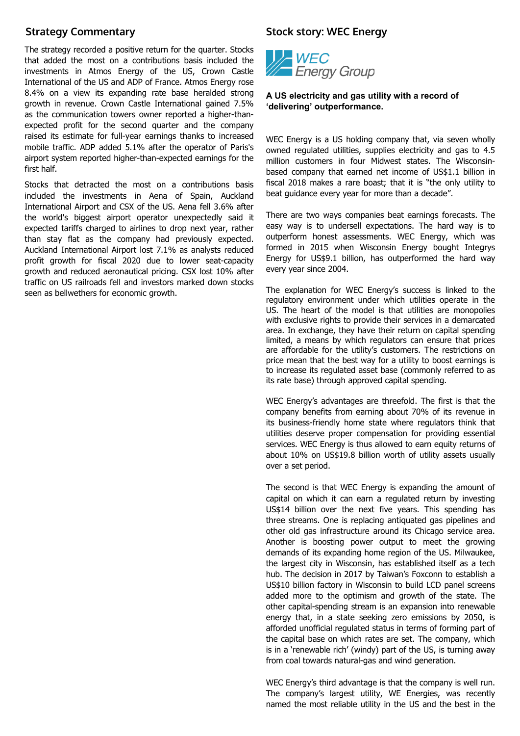## Strategy Commentary

The strategy recorded a positive return for the quarter. Stocks that added the most on a contributions basis included the investments in Atmos Energy of the US, Crown Castle International of the US and ADP of France. Atmos Energy rose 8.4% on a view its expanding rate base heralded strong growth in revenue. Crown Castle International gained 7.5% as the communication towers owner reported a higher-than-expected profit for the second quarter and the company raised its estimate for full-year earnings thanks to increased mobile traffic. ADP added 5.1% after the operator of Paris's airport system reported higher-than-expected earnings for the first half.

Stocks that detracted the most on a contributions basis included the investments in Aena of Spain, Auckland International Airport and CSX of the US. Aena fell 3.6% after the world's biggest airport operator unexpectedly said it expected tariffs charged to airlines to drop next year, rather than stay flat as the company had previously expected. Auckland International Airport lost 7.1% as analysts reduced profit growth for fiscal 2020 due to lower seat-capacity growth and reduced aeronautical pricing. CSX lost 10% after traffic on US railroads fell and investors marked down stocks seen as bellwethers for economic growth.

## Stock story: WEC Energy

WEC Energy Group

**A US electricity and gas utility with a record of 'delivering' outperformance.**

WEC Energy is a US holding company that, via seven wholly owned regulated utilities, supplies electricity and gas to 4.5 million customers in four Midwest states. The Wisconsin-based company that earned net income of US$1.1 billion in fiscal 2018 makes a rare boast; that it is "the only utility to beat guidance every year for more than a decade".

There are two ways companies beat earnings forecasts. The easy way is to undersell expectations. The hard way is to outperform honest assessments. WEC Energy, which was formed in 2015 when Wisconsin Energy bought Integrys Energy for US$9.1 billion, has outperformed the hard way every year since 2004.

The explanation for WEC Energy's success is linked to the regulatory environment under which utilities operate in the US. The heart of the model is that utilities are monopolies with exclusive rights to provide their services in a demarcated area. In exchange, they have their return on capital spending limited, a means by which regulators can ensure that prices are affordable for the utility's customers. The restrictions on price mean that the best way for a utility to boost earnings is to increase its regulated asset base (commonly referred to as its rate base) through approved capital spending.

WEC Energy's advantages are threefold. The first is that the company benefits from earning about 70% of its revenue in its business-friendly home state where regulators think that utilities deserve proper compensation for providing essential services. WEC Energy is thus allowed to earn equity returns of about 10% on US$19.8 billion worth of utility assets usually over a set period.

The second is that WEC Energy is expanding the amount of capital on which it can earn a regulated return by investing US$14 billion over the next five years. This spending has three streams. One is replacing antiquated gas pipelines and other old gas infrastructure around its Chicago service area. Another is boosting power output to meet the growing demands of its expanding home region of the US. Milwaukee, the largest city in Wisconsin, has established itself as a tech hub. The decision in 2017 by Taiwan's Foxconn to establish a US$10 billion factory in Wisconsin to build LCD panel screens added more to the optimism and growth of the state. The other capital-spending stream is an expansion into renewable energy that, in a state seeking zero emissions by 2050, is afforded unofficial regulated status in terms of forming part of the capital base on which rates are set. The company, which is in a 'renewable rich' (windy) part of the US, is turning away from coal towards natural-gas and wind generation.

WEC Energy's third advantage is that the company is well run. The company's largest utility, WE Energies, was recently named the most reliable utility in the US and the best in the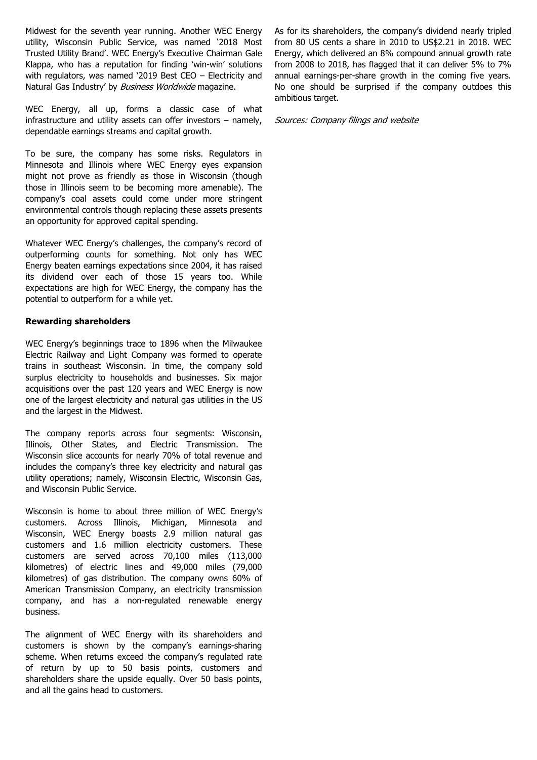Midwest for the seventh year running. Another WEC Energy utility, Wisconsin Public Service, was named '2018 Most Trusted Utility Brand'. WEC Energy's Executive Chairman Gale Klappa, who has a reputation for finding 'win-win' solutions with regulators, was named '2019 Best CEO – Electricity and Natural Gas Industry' by *Business Worldwide* magazine.

WEC Energy, all up, forms a classic case of what infrastructure and utility assets can offer investors – namely, dependable earnings streams and capital growth.

To be sure, the company has some risks. Regulators in Minnesota and Illinois where WEC Energy eyes expansion might not prove as friendly as those in Wisconsin (though those in Illinois seem to be becoming more amenable). The company's coal assets could come under more stringent environmental controls though replacing these assets presents an opportunity for approved capital spending.

Whatever WEC Energy's challenges, the company's record of outperforming counts for something. Not only has WEC Energy beaten earnings expectations since 2004, it has raised its dividend over each of those 15 years too. While expectations are high for WEC Energy, the company has the potential to outperform for a while yet.

**Rewarding shareholders**

WEC Energy's beginnings trace to 1896 when the Milwaukee Electric Railway and Light Company was formed to operate trains in southeast Wisconsin. In time, the company sold surplus electricity to households and businesses. Six major acquisitions over the past 120 years and WEC Energy is now one of the largest electricity and natural gas utilities in the US and the largest in the Midwest.

The company reports across four segments: Wisconsin, Illinois, Other States, and Electric Transmission. The Wisconsin slice accounts for nearly 70% of total revenue and includes the company's three key electricity and natural gas utility operations; namely, Wisconsin Electric, Wisconsin Gas, and Wisconsin Public Service.

Wisconsin is home to about three million of WEC Energy's customers. Across Illinois, Michigan, Minnesota and Wisconsin, WEC Energy boasts 2.9 million natural gas customers and 1.6 million electricity customers. These customers are served across 70,100 miles (113,000 kilometres) of electric lines and 49,000 miles (79,000 kilometres) of gas distribution. The company owns 60% of American Transmission Company, an electricity transmission company, and has a non-regulated renewable energy business.

The alignment of WEC Energy with its shareholders and customers is shown by the company's earnings-sharing scheme. When returns exceed the company's regulated rate of return by up to 50 basis points, customers and shareholders share the upside equally. Over 50 basis points, and all the gains head to customers.

As for its shareholders, the company's dividend nearly tripled from 80 US cents a share in 2010 to US$2.21 in 2018. WEC Energy, which delivered an 8% compound annual growth rate from 2008 to 2018, has flagged that it can deliver 5% to 7% annual earnings-per-share growth in the coming five years. No one should be surprised if the company outdoes this ambitious target.

*Sources: Company filings and website*